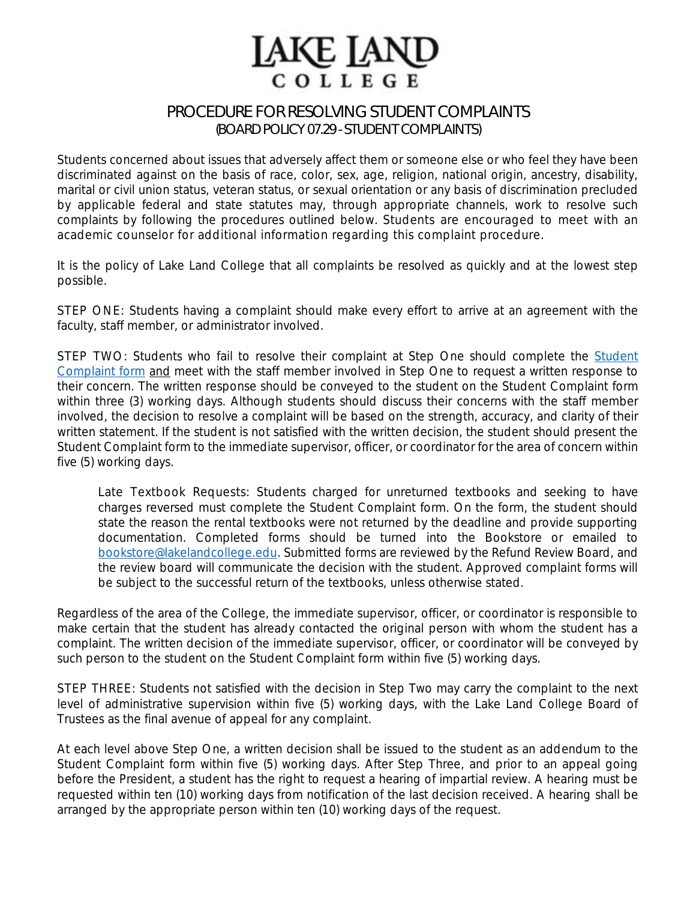# LAKE LAND COLLEGE

## PROCEDURE FOR RESOLVING STUDENT COMPLAINTS
### (BOARD POLICY 07.29 - STUDENT COMPLAINTS)

Students concerned about issues that adversely affect them or someone else or who feel they have been discriminated against on the basis of race, color, sex, age, religion, national origin, ancestry, disability, marital or civil union status, veteran status, or sexual orientation or any basis of discrimination precluded by applicable federal and state statutes may, through appropriate channels, work to resolve such complaints by following the procedures outlined below. Students are encouraged to meet with an academic counselor for additional information regarding this complaint procedure.

It is the policy of Lake Land College that all complaints be resolved as quickly and at the lowest step possible.

STEP ONE: Students having a complaint should make every effort to arrive at an agreement with the faculty, staff member, or administrator involved.

STEP TWO: Students who fail to resolve their complaint at Step One should complete the Student Complaint form and meet with the staff member involved in Step One to request a written response to their concern. The written response should be conveyed to the student on the Student Complaint form within three (3) working days. Although students should discuss their concerns with the staff member involved, the decision to resolve a complaint will be based on the strength, accuracy, and clarity of their written statement. If the student is not satisfied with the written decision, the student should present the Student Complaint form to the immediate supervisor, officer, or coordinator for the area of concern within five (5) working days.

> Late Textbook Requests: Students charged for unreturned textbooks and seeking to have charges reversed must complete the Student Complaint form. On the form, the student should state the reason the rental textbooks were not returned by the deadline and provide supporting documentation. Completed forms should be turned into the Bookstore or emailed to bookstore@lakelandcollege.edu. Submitted forms are reviewed by the Refund Review Board, and the review board will communicate the decision with the student. Approved complaint forms will be subject to the successful return of the textbooks, unless otherwise stated.

Regardless of the area of the College, the immediate supervisor, officer, or coordinator is responsible to make certain that the student has already contacted the original person with whom the student has a complaint. The written decision of the immediate supervisor, officer, or coordinator will be conveyed by such person to the student on the Student Complaint form within five (5) working days.

STEP THREE: Students not satisfied with the decision in Step Two may carry the complaint to the next level of administrative supervision within five (5) working days, with the Lake Land College Board of Trustees as the final avenue of appeal for any complaint.

At each level above Step One, a written decision shall be issued to the student as an addendum to the Student Complaint form within five (5) working days. After Step Three, and prior to an appeal going before the President, a student has the right to request a hearing of impartial review. A hearing must be requested within ten (10) working days from notification of the last decision received. A hearing shall be arranged by the appropriate person within ten (10) working days of the request.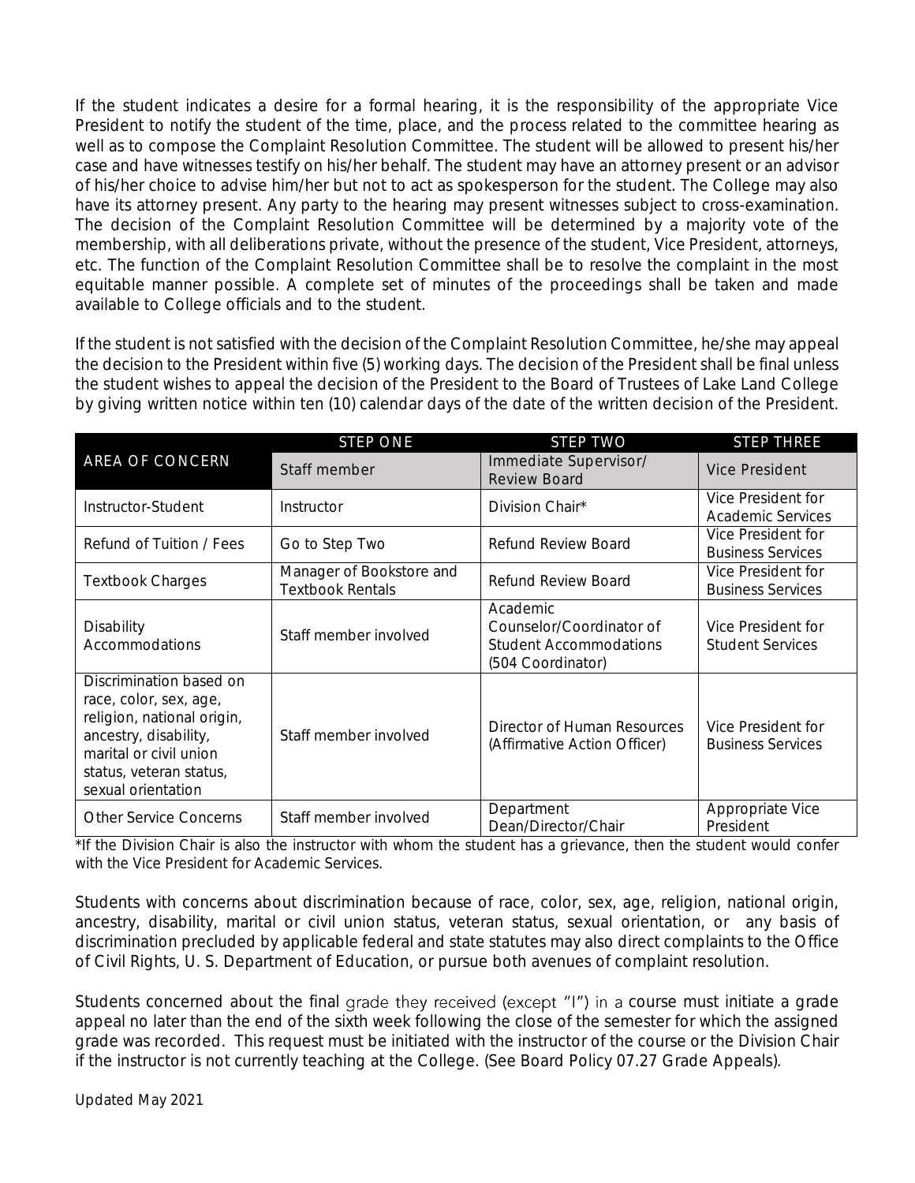If the student indicates a desire for a formal hearing, it is the responsibility of the appropriate Vice President to notify the student of the time, place, and the process related to the committee hearing as well as to compose the Complaint Resolution Committee. The student will be allowed to present his/her case and have witnesses testify on his/her behalf. The student may have an attorney present or an advisor of his/her choice to advise him/her but not to act as spokesperson for the student. The College may also have its attorney present. Any party to the hearing may present witnesses subject to cross-examination. The decision of the Complaint Resolution Committee will be determined by a majority vote of the membership, with all deliberations private, without the presence of the student, Vice President, attorneys, etc. The function of the Complaint Resolution Committee shall be to resolve the complaint in the most equitable manner possible. A complete set of minutes of the proceedings shall be taken and made available to College officials and to the student.

If the student is not satisfied with the decision of the Complaint Resolution Committee, he/she may appeal the decision to the President within five (5) working days. The decision of the President shall be final unless the student wishes to appeal the decision of the President to the Board of Trustees of Lake Land College by giving written notice within ten (10) calendar days of the date of the written decision of the President.

| AREA OF CONCERN | STEP ONE<br>Staff member | STEP TWO<br>Immediate Supervisor/ Review Board | STEP THREE<br>Vice President |
|---|---|---|---|
| Instructor-Student | Instructor | Division Chair* | Vice President for Academic Services |
| Refund of Tuition / Fees | Go to Step Two | Refund Review Board | Vice President for Business Services |
| Textbook Charges | Manager of Bookstore and Textbook Rentals | Refund Review Board | Vice President for Business Services |
| Disability Accommodations | Staff member involved | Academic Counselor/Coordinator of Student Accommodations (504 Coordinator) | Vice President for Student Services |
| Discrimination based on race, color, sex, age, religion, national origin, ancestry, disability, marital or civil union status, veteran status, sexual orientation | Staff member involved | Director of Human Resources (Affirmative Action Officer) | Vice President for Business Services |
| Other Service Concerns | Staff member involved | Department Dean/Director/Chair | Appropriate Vice President |

*If the Division Chair is also the instructor with whom the student has a grievance, then the student would confer with the Vice President for Academic Services.

Students with concerns about discrimination because of race, color, sex, age, religion, national origin, ancestry, disability, marital or civil union status, veteran status, sexual orientation, or any basis of discrimination precluded by applicable federal and state statutes may also direct complaints to the Office of Civil Rights, U. S. Department of Education, or pursue both avenues of complaint resolution.

Students concerned about the final grade they received (except "I") in a course must initiate a grade appeal no later than the end of the sixth week following the close of the semester for which the assigned grade was recorded. This request must be initiated with the instructor of the course or the Division Chair if the instructor is not currently teaching at the College. (See Board Policy 07.27 Grade Appeals).

Updated May 2021